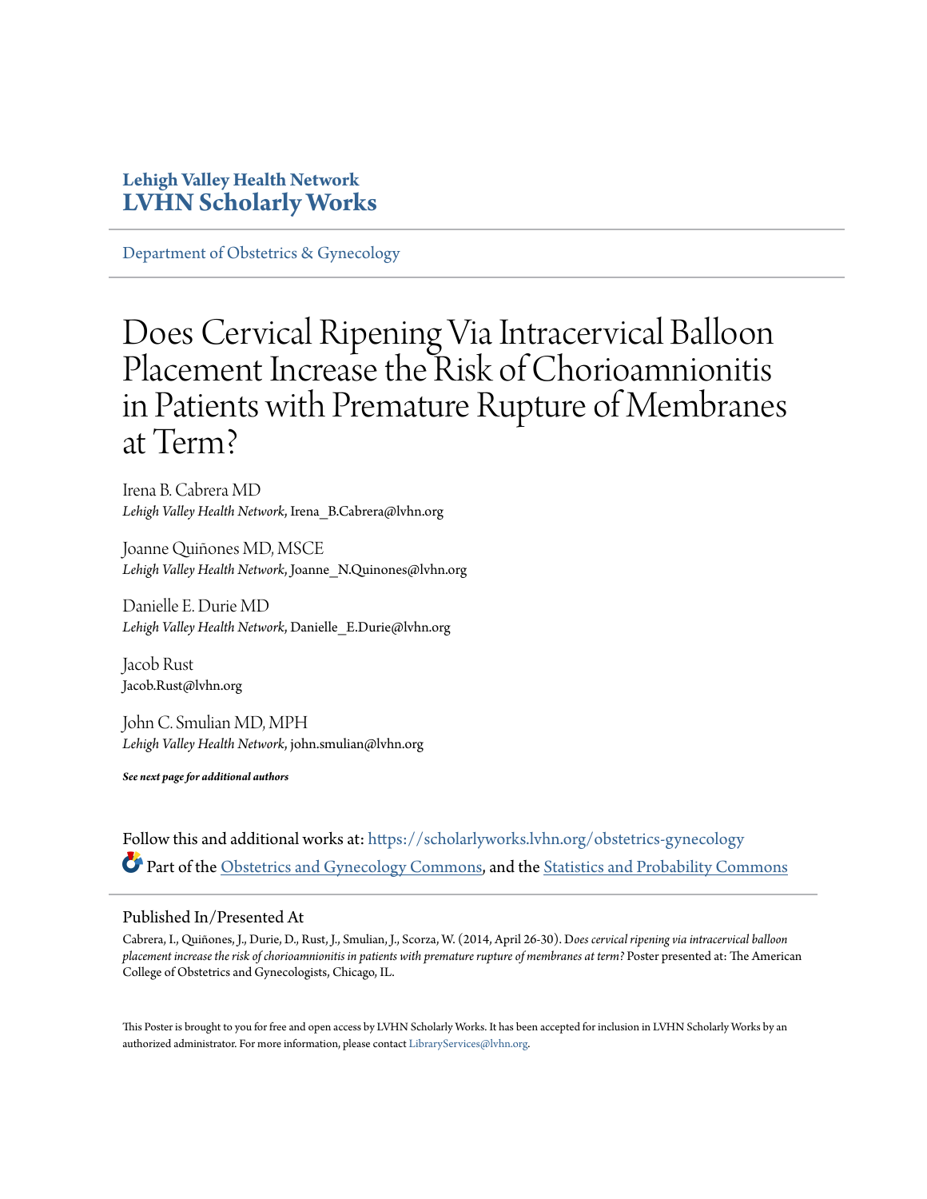**Lehigh Valley Health Network**
**LVHN Scholarly Works**

Department of Obstetrics & Gynecology

# Does Cervical Ripening Via Intracervical Balloon Placement Increase the Risk of Chorioamnionitis in Patients with Premature Rupture of Membranes at Term?

Irena B. Cabrera MD
*Lehigh Valley Health Network*, Irena_B.Cabrera@lvhn.org

Joanne Quiñones MD, MSCE
*Lehigh Valley Health Network*, Joanne_N.Quinones@lvhn.org

Danielle E. Durie MD
*Lehigh Valley Health Network*, Danielle_E.Durie@lvhn.org

Jacob Rust
Jacob.Rust@lvhn.org

John C. Smulian MD, MPH
*Lehigh Valley Health Network*, john.smulian@lvhn.org

***See next page for additional authors***

Follow this and additional works at: https://scholarlyworks.lvhn.org/obstetrics-gynecology

Part of the Obstetrics and Gynecology Commons, and the Statistics and Probability Commons

## Published In/Presented At

Cabrera, I., Quiñones, J., Durie, D., Rust, J., Smulian, J., Scorza, W. (2014, April 26-30). D*oes cervical ripening via intracervical balloon placement increase the risk of chorioamnionitis in patients with premature rupture of membranes at term?* Poster presented at: The American College of Obstetrics and Gynecologists, Chicago, IL.

This Poster is brought to you for free and open access by LVHN Scholarly Works. It has been accepted for inclusion in LVHN Scholarly Works by an authorized administrator. For more information, please contact LibraryServices@lvhn.org.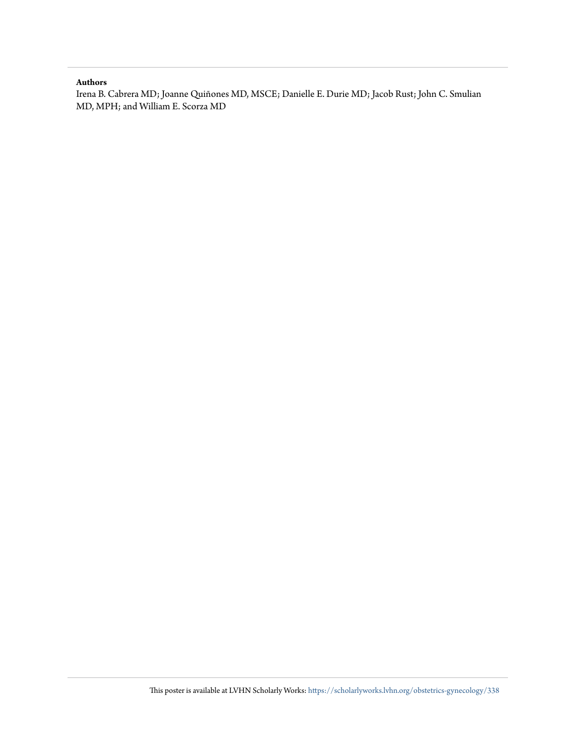**Authors**

Irena B. Cabrera MD; Joanne Quiñones MD, MSCE; Danielle E. Durie MD; Jacob Rust; John C. Smulian MD, MPH; and William E. Scorza MD

This poster is available at LVHN Scholarly Works: https://scholarlyworks.lvhn.org/obstetrics-gynecology/338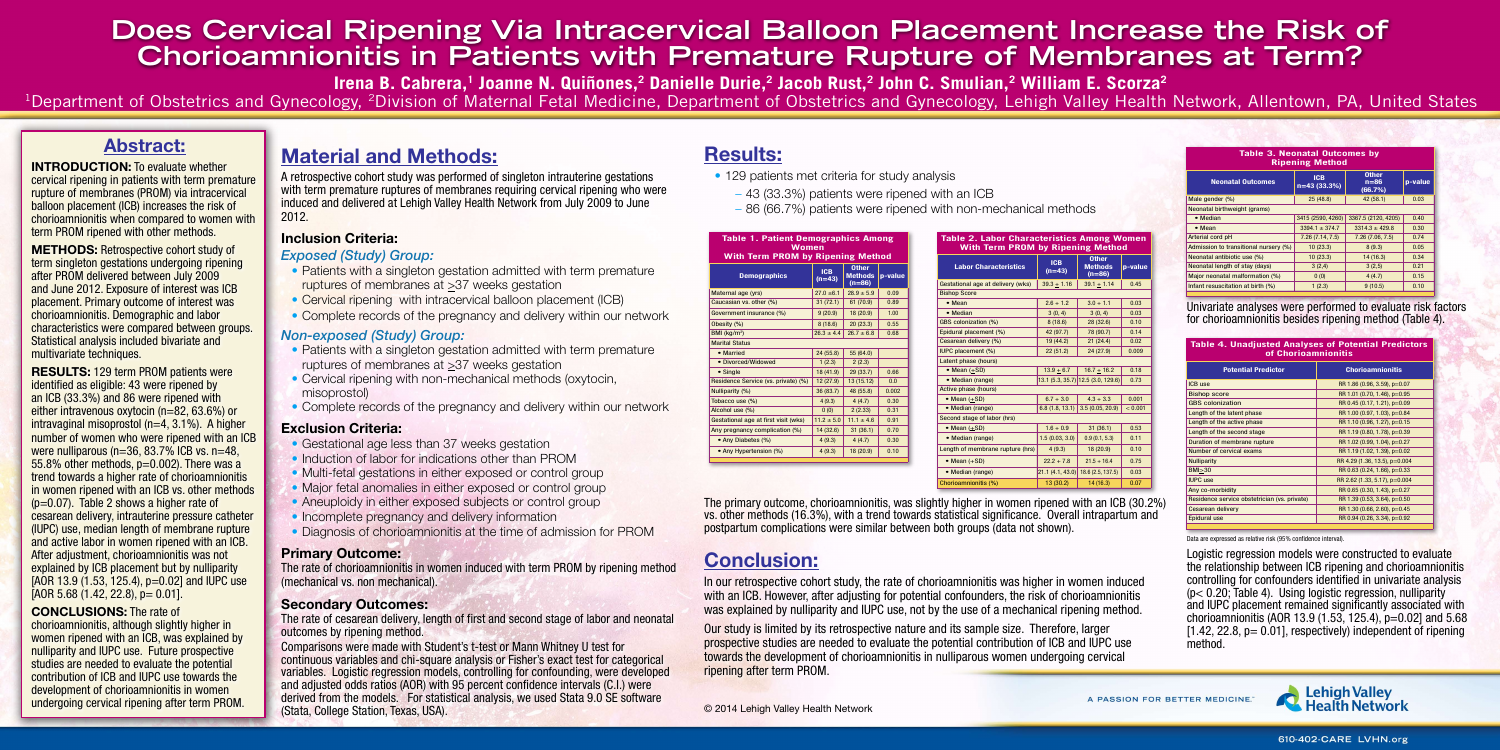# Does Cervical Ripening Via Intracervical Balloon Placement Increase the Risk of Chorioamnionitis in Patients with Premature Rupture of Membranes at Term?

**Irena B. Cabrera,[1] Joanne N. Quiñones,[2] Danielle Durie,[2] Jacob Rust,[2] John C. Smulian,[2] William E. Scorza[2]**

[1]Department of Obstetrics and Gynecology, [2]Division of Maternal Fetal Medicine, Department of Obstetrics and Gynecology, Lehigh Valley Health Network, Allentown, PA, United States

## Abstract:

**INTRODUCTION:** To evaluate whether cervical ripening in patients with term premature rupture of membranes (PROM) via intracervical balloon placement (ICB) increases the risk of chorioamnionitis when compared to women with term PROM ripened with other methods.

**METHODS:** Retrospective cohort study of term singleton gestations undergoing ripening after PROM delivered between July 2009 and June 2012. Exposure of interest was ICB placement. Primary outcome of interest was chorioamnionitis. Demographic and labor characteristics were compared between groups. Statistical analysis included bivariate and multivariate techniques.

**RESULTS:** 129 term PROM patients were identified as eligible: 43 were ripened by an ICB (33.3%) and 86 were ripened with either intravenous oxytocin (n=82, 63.6%) or intravaginal misoprostol (n=4, 3.1%). A higher number of women who were ripened with an ICB were nulliparous (n=36, 83.7% ICB vs. n=48, 55.8% other methods, p=0.002). There was a trend towards a higher rate of chorioamnionitis in women ripened with an ICB vs. other methods (p=0.07). Table 2 shows a higher rate of cesarean delivery, intrauterine pressure catheter (IUPC) use, median length of membrane rupture and active labor in women ripened with an ICB. After adjustment, chorioamnionitis was not explained by ICB placement but by nulliparity [AOR 13.9 (1.53, 125.4), p=0.02] and IUPC use [AOR 5.68 (1.42, 22.8), p= 0.01].

**CONCLUSIONS:** The rate of chorioamnionitis, although slightly higher in women ripened with an ICB, was explained by nulliparity and IUPC use. Future prospective studies are needed to evaluate the potential contribution of ICB and IUPC use towards the development of chorioamnionitis in women undergoing cervical ripening after term PROM.

## Material and Methods:

A retrospective cohort study was performed of singleton intrauterine gestations with term premature ruptures of membranes requiring cervical ripening who were induced and delivered at Lehigh Valley Health Network from July 2009 to June 2012.

### Inclusion Criteria:

*Exposed (Study) Group:*

- Patients with a singleton gestation admitted with term premature ruptures of membranes at ≥37 weeks gestation
- Cervical ripening with intracervical balloon placement (ICB)
- Complete records of the pregnancy and delivery within our network

*Non-exposed (Study) Group:*

- Patients with a singleton gestation admitted with term premature ruptures of membranes at ≥37 weeks gestation
- Cervical ripening with non-mechanical methods (oxytocin, misoprostol)
- Complete records of the pregnancy and delivery within our network

### Exclusion Criteria:

- Gestational age less than 37 weeks gestation
- Induction of labor for indications other than PROM
- Multi-fetal gestations in either exposed or control group
- Major fetal anomalies in either exposed or control group
- Aneuploidy in either exposed subjects or control group
- Incomplete pregnancy and delivery information
- Diagnosis of chorioamnionitis at the time of admission for PROM

### Primary Outcome:

The rate of chorioamnionitis in women induced with term PROM by ripening method (mechanical vs. non mechanical).

### Secondary Outcomes:

The rate of cesarean delivery, length of first and second stage of labor and neonatal outcomes by ripening method.

Comparisons were made with Student's t-test or Mann Whitney U test for continuous variables and chi-square analysis or Fisher's exact test for categorical variables. Logistic regression models, controlling for confounding, were developed and adjusted odds ratios (AOR) with 95 percent confidence intervals (C.I.) were derived from the models. For statistical analysis, we used Stata 9.0 SE software (Stata, College Station, Texas, USA).

## Results:

- 129 patients met criteria for study analysis
  - 43 (33.3%) patients were ripened with an ICB
  - 86 (66.7%) patients were ripened with non-mechanical methods

**Table 1. Patient Demographics Among Women With Term PROM by Ripening Method**

| Demographics | ICB (n=43) | Other Methods (n=86) | p-value |
|---|---|---|---|
| Maternal age (yrs) | 27.0 ±6.1 | 28.9 ± 5.9 | 0.09 |
| Caucasian vs. other (%) | 31 (72.1) | 61 (70.9) | 0.89 |
| Government insurance (%) | 9 (20.9) | 18 (20.9) | 1.00 |
| Obesity (%) | 8 (18.6) | 20 (23.3) | 0.55 |
| BMI (kg/m²) | 26.3 ± 4.4 | 26.7 ± 6.8 | 0.68 |
| Marital Status | | | |
| • Married | 24 (55.8) | 55 (64.0) | |
| • Divorced/Widowed | 1 (2.3) | 2 (2.3) | |
| • Single | 18 (41.9) | 29 (33.7) | 0.66 |
| Residence Service (vs. private) (%) | 12 (27.9) | 13 (15.12) | 0.0 |
| Nulliparity (%) | 36 (83.7) | 48 (55.8) | 0.002 |
| Tobacco use (%) | 4 (9.3) | 4 (4.7) | 0.30 |
| Alcohol use (%) | 0 (0) | 2 (2.33) | 0.31 |
| Gestational age at first visit (wks) | 11.2 ± 5.0 | 11.1 ± 4.6 | 0.91 |
| Any pregnancy complication (%) | 14 (32.6) | 31 (36.1) | 0.70 |
| • Any Diabetes (%) | 4 (9.3) | 4 (4.7) | 0.30 |
| • Any Hypertension (%) | 4 (9.3) | 18 (20.9) | 0.10 |

**Table 2. Labor Characteristics Among Women With Term PROM by Ripening Method**

| Labor Characteristics | ICB (n=43) | Other Methods (n=86) | p-value |
|---|---|---|---|
| Gestational age at delivery (wks) | 39.3 ± 1.16 | 39.1 ± 1.14 | 0.45 |
| Bishop Score | | | |
| • Mean | 2.6 ± 1.2 | 3.0 ± 1.1 | 0.03 |
| • Median | 3 (0, 4) | 3 (0, 4) | 0.03 |
| GBS colonization (%) | 8 (18.6) | 28 (32.6) | 0.10 |
| Epidural placement (%) | 42 (97.7) | 79 (90.7) | 0.14 |
| Cesarean delivery (%) | 19 (44.2) | 21 (24.4) | 0.02 |
| IUPC placement (%) | 22 (51.2) | 24 (27.9) | 0.009 |
| Latent phase (hours) | | | |
| • Mean (±SD) | 13.9 ± 6.7 | 16.7 ± 16.2 | 0.18 |
| • Median (range) | 13.1 (5.3, 35.7) | 12.5 (3.0, 129.6) | 0.73 |
| Active phase (hours) | | | |
| • Mean (±SD) | 6.7 ± 3.0 | 4.3 ± 3.3 | 0.001 |
| • Median (range) | 6.8 (1.8, 13.1) | 3.5 (0.05, 20.9) | < 0.001 |
| Second stage of labor (hrs) | | | |
| • Mean (±SD) | 1.6 ± 0.9 | 31 (36.1) | 0.53 |
| • Median (range) | 1.5 (0.03, 3.0) | 0.9 (0.1, 5.3) | 0.11 |
| Length of membrane rupture (hrs) | 4 (9.3) | 18 (20.9) | 0.10 |
| • Mean (±SD) | 22.2 ± 7.8 | 21.5 ± 16.4 | 0.75 |
| • Median (range) | 21.1 (4.1, 43.0) | 18.6 (2.5, 137.5) | 0.03 |
| Chorioamnionitis (%) | 13 (30.2) | 14 (16.3) | 0.07 |

The primary outcome, chorioamnionitis, was slightly higher in women ripened with an ICB (30.2%) vs. other methods (16.3%), with a trend towards statistical significance. Overall intrapartum and postpartum complications were similar between both groups (data not shown).

**Table 3. Neonatal Outcomes by Ripening Method**

| Neonatal Outcomes | ICB n=43 (33.3%) | Other n=86 (66.7%) | p-value |
|---|---|---|---|
| Male gender (%) | 25 (48.8) | 42 (58.1) | 0.03 |
| Neonatal birthweight (grams) | | | |
| • Median | 3415 (2590, 4260) | 3367.5 (2120, 4205) | 0.40 |
| • Mean | 3394.1 ± 374.7 | 3314.3 ± 429.8 | 0.30 |
| Arterial cord pH | 7.26 (7.14, 7.5) | 7.26 (7.06, 7.5) | 0.74 |
| Admission to transitional nursery (%) | 10 (23.3) | 8 (9.3) | 0.05 |
| Neonatal antibiotic use (%) | 10 (23.3) | 14 (16.3) | 0.34 |
| Neonatal length of stay (days) | 3 (2,4) | 3 (2,5) | 0.21 |
| Major neonatal malformation (%) | 0 (0) | 4 (4.7) | 0.15 |
| Infant resuscitation at birth (%) | 1 (2.3) | 9 (10.5) | 0.10 |

Univariate analyses were performed to evaluate risk factors for chorioamnionitis besides ripening method (Table 4).

**Table 4. Unadjusted Analyses of Potential Predictors of Chorioamnionitis**

| Potential Predictor | Chorioamnionitis |
|---|---|
| ICB use | RR 1.86 (0.96, 3.59), p=0.07 |
| Bishop score | RR 1.01 (0.70, 1.46), p=0.95 |
| GBS colonization | RR 0.45 (0.17, 1.21), p=0.09 |
| Length of the latent phase | RR 1.00 (0.97, 1.03), p=0.84 |
| Length of the active phase | RR 1.10 (0.96, 1.27), p=0.15 |
| Length of the second stage | RR 1.19 (0.80, 1.78), p=0.39 |
| Duration of membrane rupture | RR 1.02 (0.99, 1.04), p=0.27 |
| Number of cervical exams | RR 1.19 (1.02, 1.38), p=0.02 |
| Nulliparity | RR 4.29 (1.36, 13.5), p=0.004 |
| BMI≥30 | RR 0.63 (0.24, 1.66), p=0.33 |
| IUPC use | RR 2.62 (1.33, 5.17), p=0.004 |
| Any co-morbidity | RR 0.65 (0.30, 1.43), p=0.27 |
| Residence service obstetrician (vs. private) | RR 1.39 (0.53, 3.64), p=0.50 |
| Cesarean delivery | RR 1.30 (0.66, 2.60), p=0.45 |
| Epidural use | RR 0.94 (0.26, 3.34), p=0.92 |

Data are expressed as relative risk (95% confidence interval).

Logistic regression models were constructed to evaluate the relationship between ICB ripening and chorioamnionitis controlling for confounders identified in univariate analysis ($p < 0.20$; Table 4). Using logistic regression, nulliparity and IUPC placement remained significantly associated with chorioamnionitis (AOR 13.9 (1.53, 125.4), p=0.02] and 5.68 [1.42, 22.8, p= 0.01], respectively) independent of ripening method.

## Conclusion:

In our retrospective cohort study, the rate of chorioamnionitis was higher in women induced with an ICB. However, after adjusting for potential confounders, the risk of chorioamnionitis was explained by nulliparity and IUPC use, not by the use of a mechanical ripening method.

Our study is limited by its retrospective nature and its sample size. Therefore, larger prospective studies are needed to evaluate the potential contribution of ICB and IUPC use towards the development of chorioamnionitis in nulliparous women undergoing cervical ripening after term PROM.

© 2014 Lehigh Valley Health Network

A PASSION FOR BETTER MEDICINE.™

Lehigh Valley Health Network

610-402-CARE LVHN.org